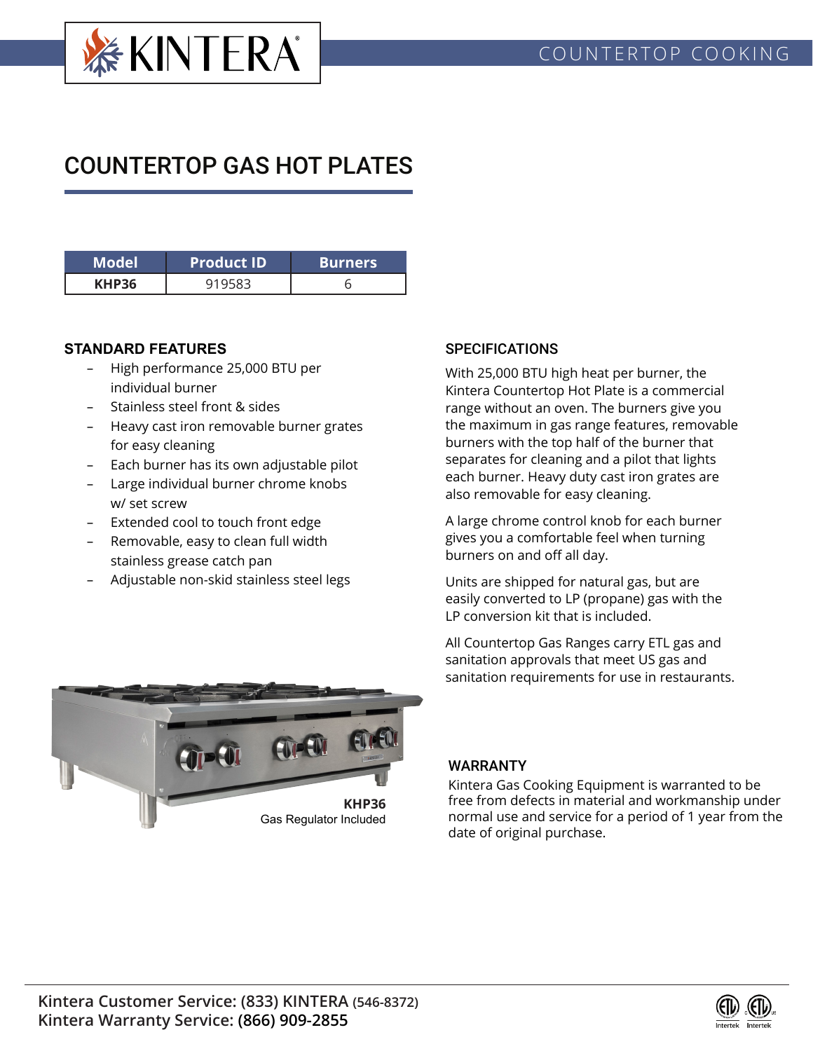KINTERA®

COUNTERTOP COOKING

# COUNTERTOP GAS HOT PLATES

| Model | Product ID | Burners |
| --- | --- | --- |
| **KHP36** | 919583 | 6 |

## STANDARD FEATURES

- High performance 25,000 BTU per individual burner
- Stainless steel front & sides
- Heavy cast iron removable burner grates for easy cleaning
- Each burner has its own adjustable pilot
- Large individual burner chrome knobs w/ set screw
- Extended cool to touch front edge
- Removable, easy to clean full width stainless grease catch pan
- Adjustable non-skid stainless steel legs

**KHP36**
Gas Regulator Included

## SPECIFICATIONS

With 25,000 BTU high heat per burner, the Kintera Countertop Hot Plate is a commercial range without an oven. The burners give you the maximum in gas range features, removable burners with the top half of the burner that separates for cleaning and a pilot that lights each burner. Heavy duty cast iron grates are also removable for easy cleaning.

A large chrome control knob for each burner gives you a comfortable feel when turning burners on and off all day.

Units are shipped for natural gas, but are easily converted to LP (propane) gas with the LP conversion kit that is included.

All Countertop Gas Ranges carry ETL gas and sanitation approvals that meet US gas and sanitation requirements for use in restaurants.

## WARRANTY

Kintera Gas Cooking Equipment is warranted to be free from defects in material and workmanship under normal use and service for a period of 1 year from the date of original purchase.

**Kintera Customer Service: (833) KINTERA (546-8372)**
**Kintera Warranty Service: (866) 909-2855**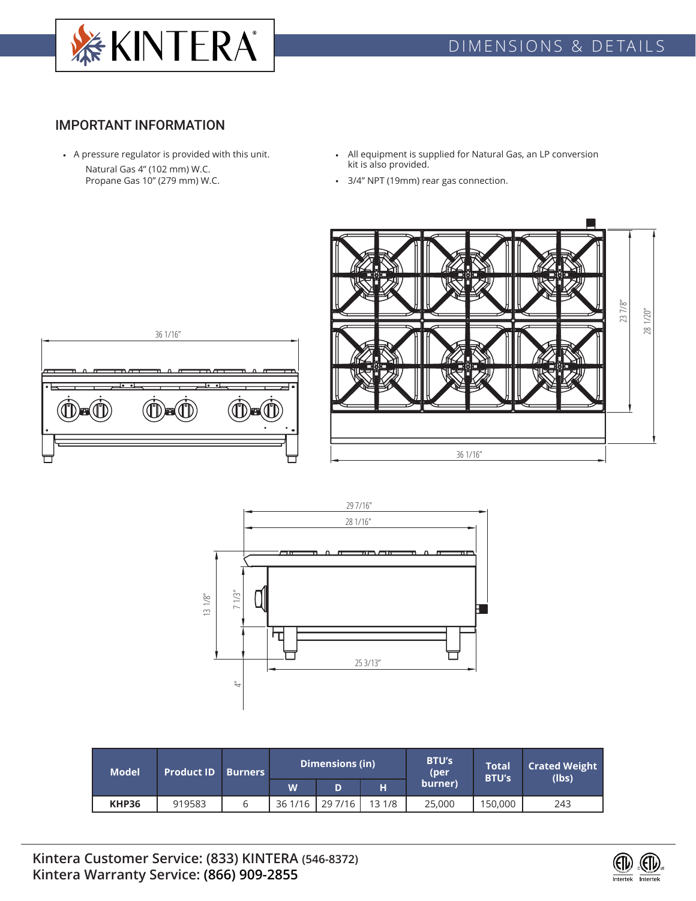# DIMENSIONS & DETAILS

## IMPORTANT INFORMATION

- A pressure regulator is provided with this unit.
  Natural Gas 4" (102 mm) W.C.
  Propane Gas 10" (279 mm) W.C.
- All equipment is supplied for Natural Gas, an LP conversion kit is also provided.
- 3/4" NPT (19mm) rear gas connection.

36 1/16"

23 7/8"

28 1/20"

36 1/16"

29 7/16"

28 1/16"

13 1/8"

7 1/3"

25 3/13"

4"

| Model | Product ID | Burners | Dimensions (in) | | | BTU's (per burner) | Total BTU's | Crated Weight (lbs) |
|---|---|---|---|---|---|---|---|---|
| | | | W | D | H | | | |
| **KHP36** | 919583 | 6 | 36 1/16 | 29 7/16 | 13 1/8 | 25,000 | 150,000 | 243 |

**Kintera Customer Service: (833) KINTERA (546-8372)**
**Kintera Warranty Service: (866) 909-2855**